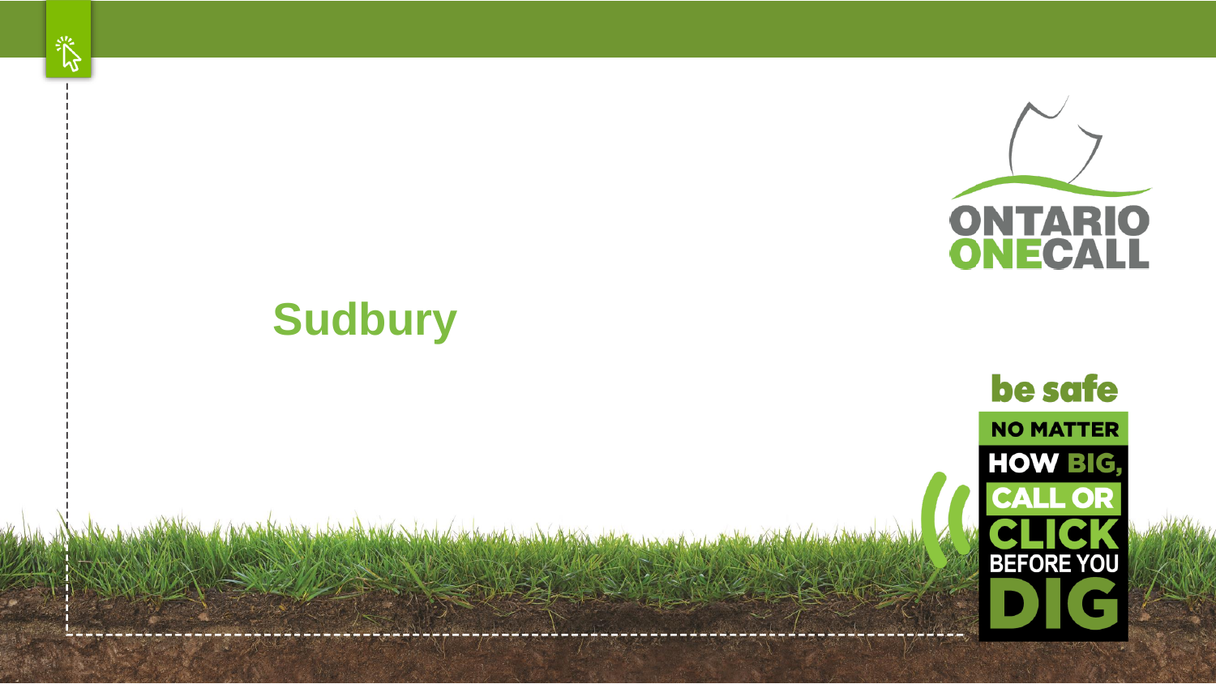# Sudbury

ONTARIO ONECALL

be safe NO MATTER HOW BIG, CALL OR CLICK BEFORE YOU DIG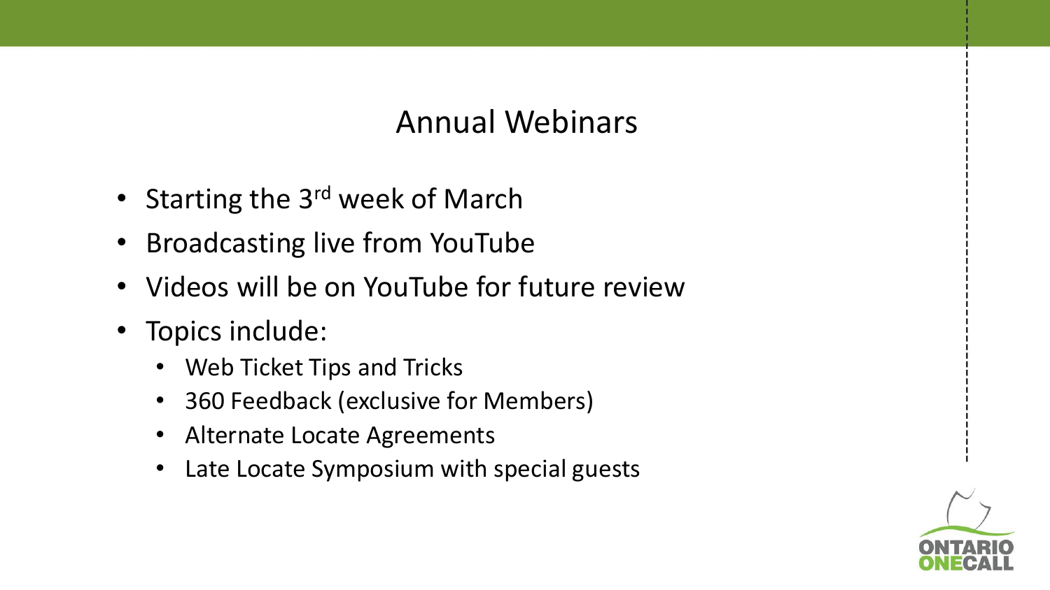# Annual Webinars

- Starting the 3rd week of March
- Broadcasting live from YouTube
- Videos will be on YouTube for future review
- Topics include:
  - Web Ticket Tips and Tricks
  - 360 Feedback (exclusive for Members)
  - Alternate Locate Agreements
  - Late Locate Symposium with special guests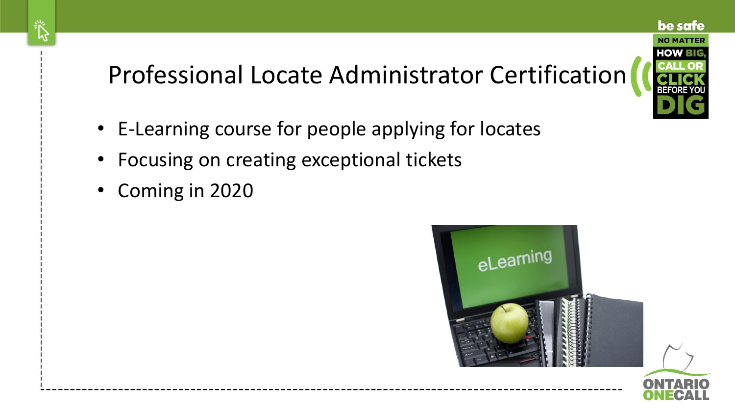# Professional Locate Administrator Certification

- E-Learning course for people applying for locates
- Focusing on creating exceptional tickets
- Coming in 2020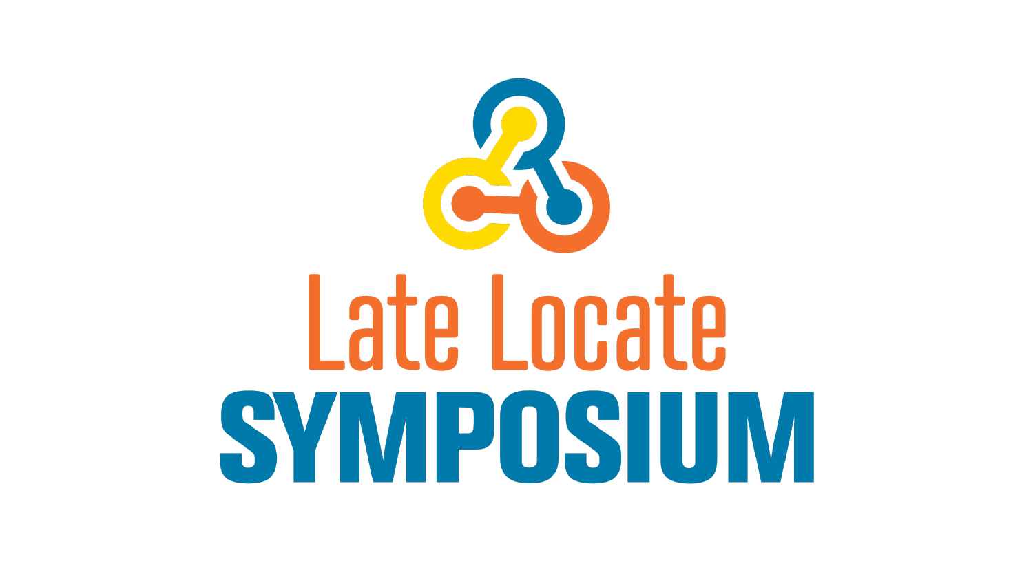# Late Locate

# SYMPOSIUM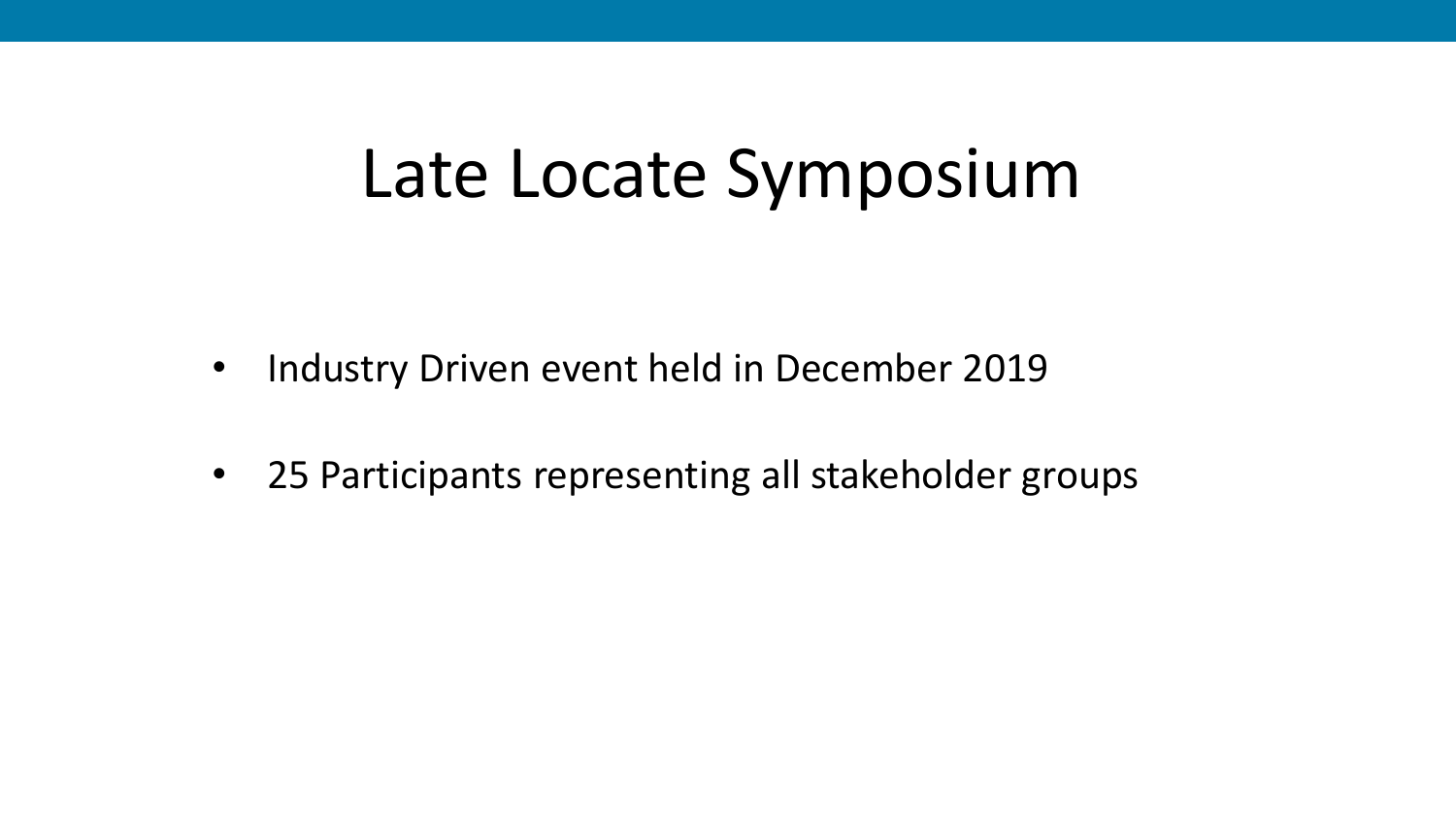# Late Locate Symposium

- Industry Driven event held in December 2019
- 25 Participants representing all stakeholder groups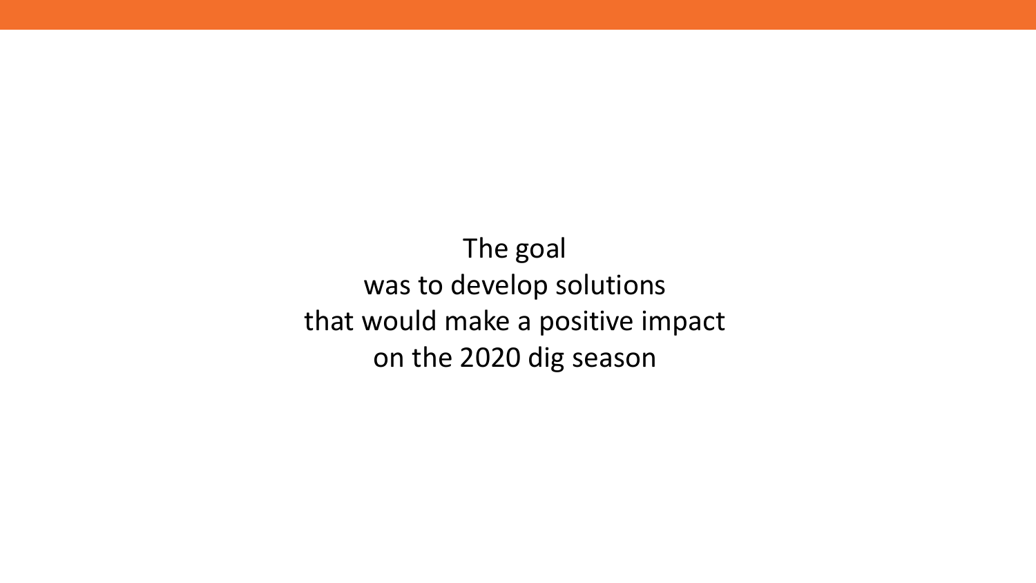The goal
was to develop solutions
that would make a positive impact
on the 2020 dig season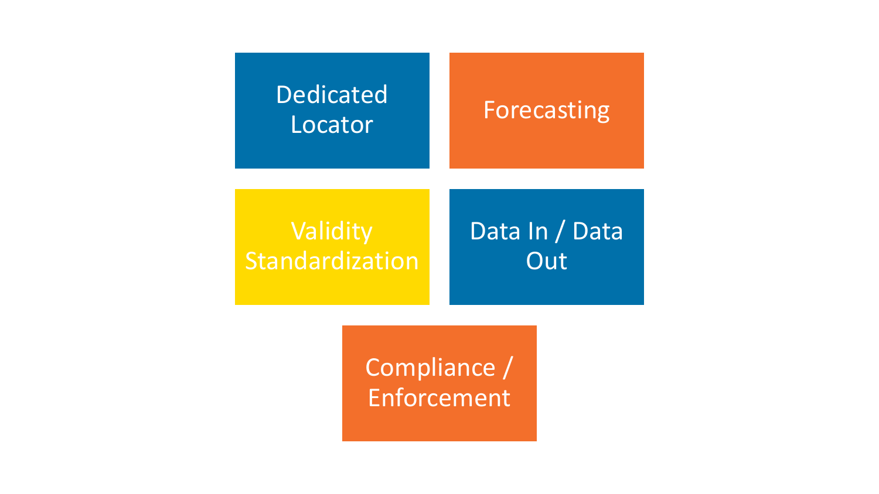- Dedicated Locator
- Forecasting
- Validity Standardization
- Data In / Data Out
- Compliance / Enforcement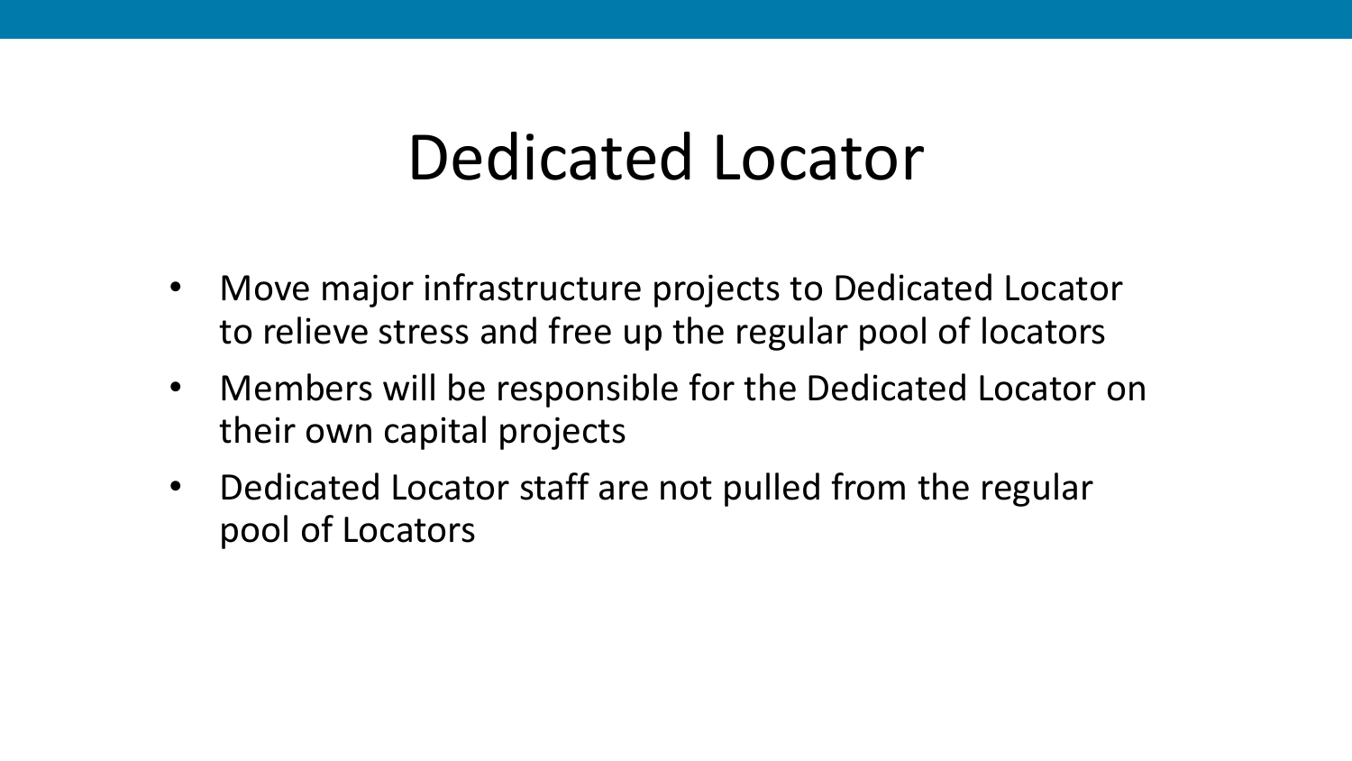# Dedicated Locator

- Move major infrastructure projects to Dedicated Locator to relieve stress and free up the regular pool of locators
- Members will be responsible for the Dedicated Locator on their own capital projects
- Dedicated Locator staff are not pulled from the regular pool of Locators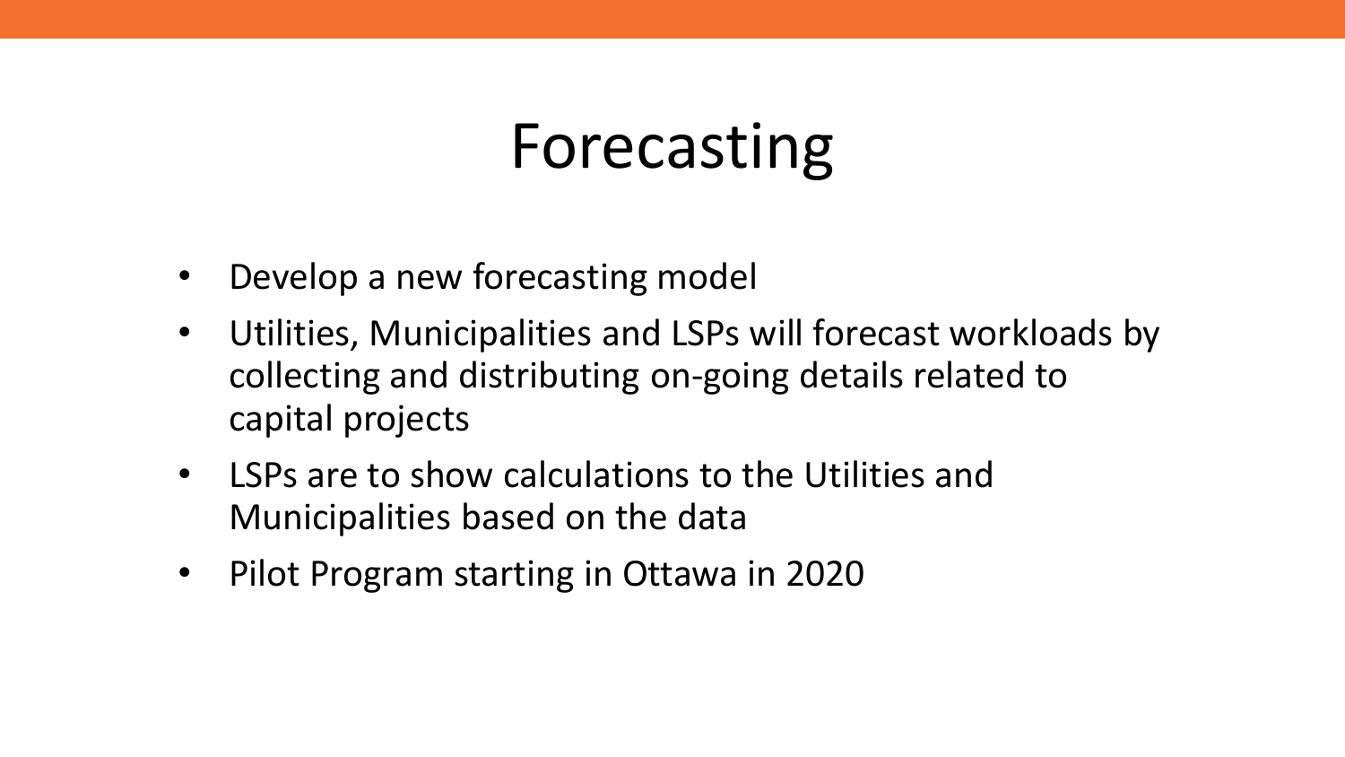# Forecasting

- Develop a new forecasting model
- Utilities, Municipalities and LSPs will forecast workloads by collecting and distributing on-going details related to capital projects
- LSPs are to show calculations to the Utilities and Municipalities based on the data
- Pilot Program starting in Ottawa in 2020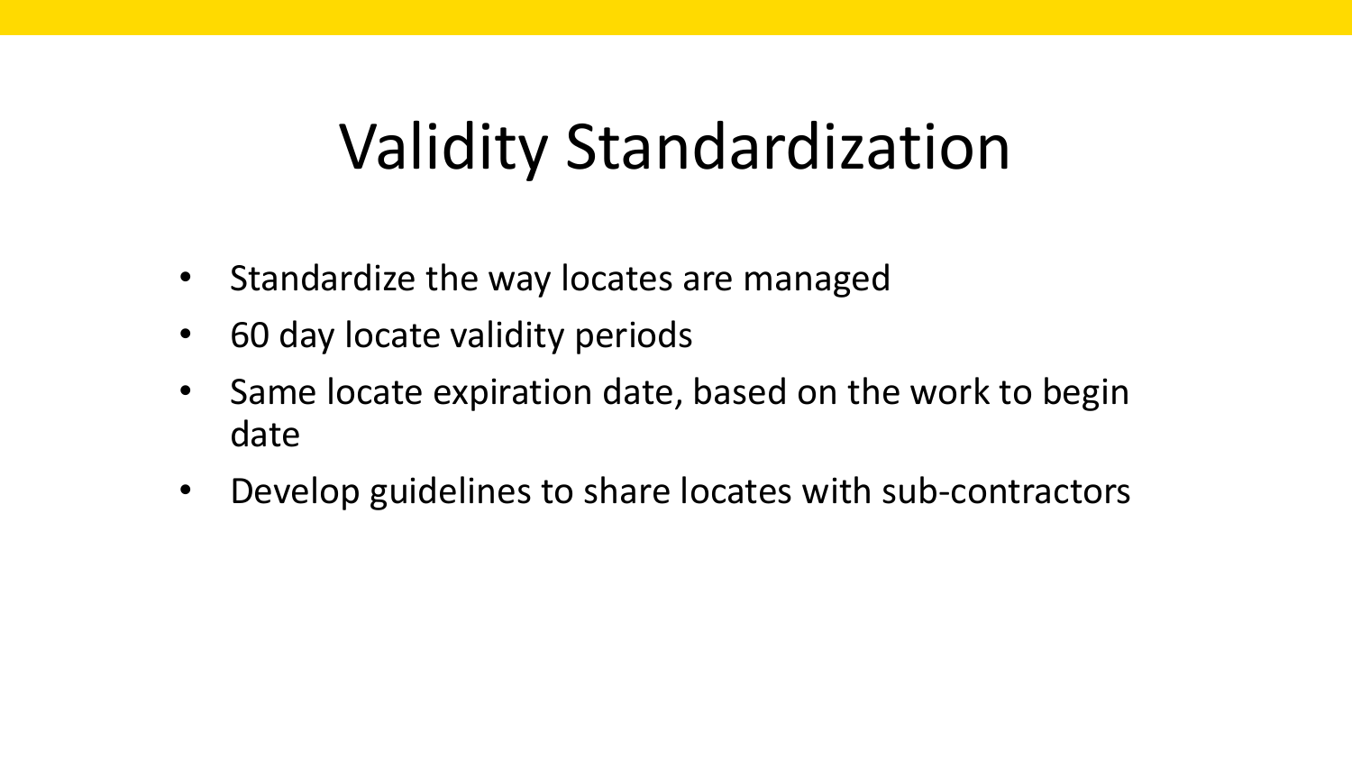# Validity Standardization

- Standardize the way locates are managed
- 60 day locate validity periods
- Same locate expiration date, based on the work to begin date
- Develop guidelines to share locates with sub-contractors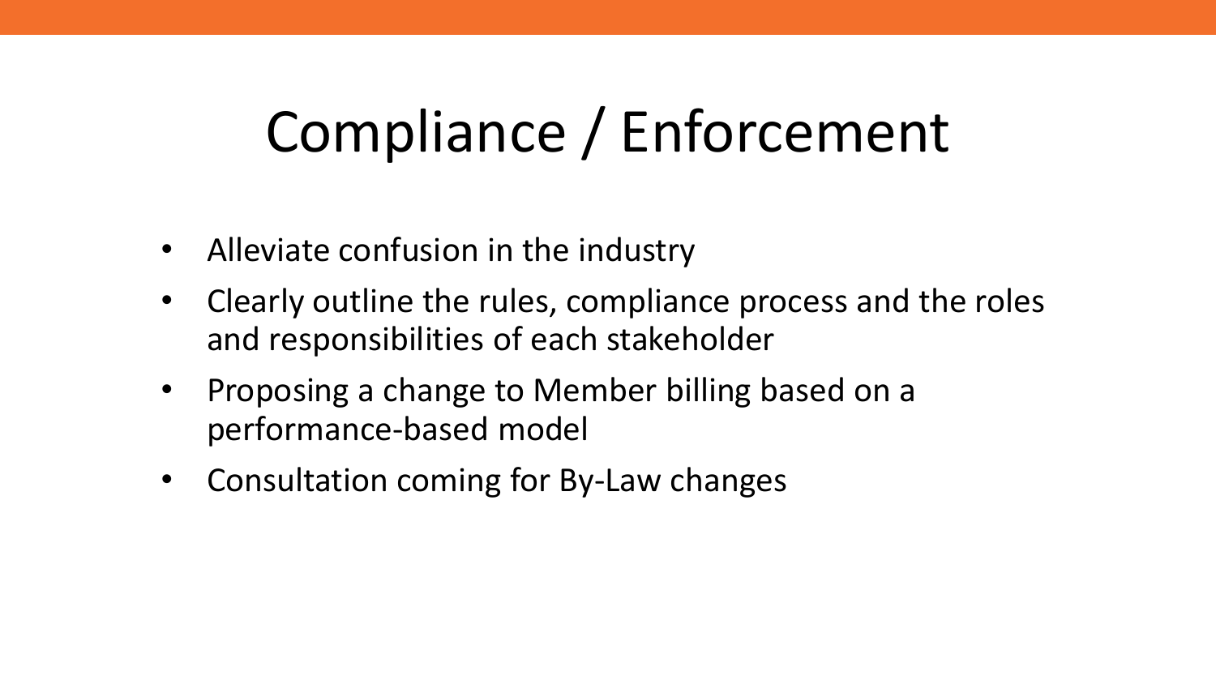# Compliance / Enforcement

- Alleviate confusion in the industry
- Clearly outline the rules, compliance process and the roles and responsibilities of each stakeholder
- Proposing a change to Member billing based on a performance-based model
- Consultation coming for By-Law changes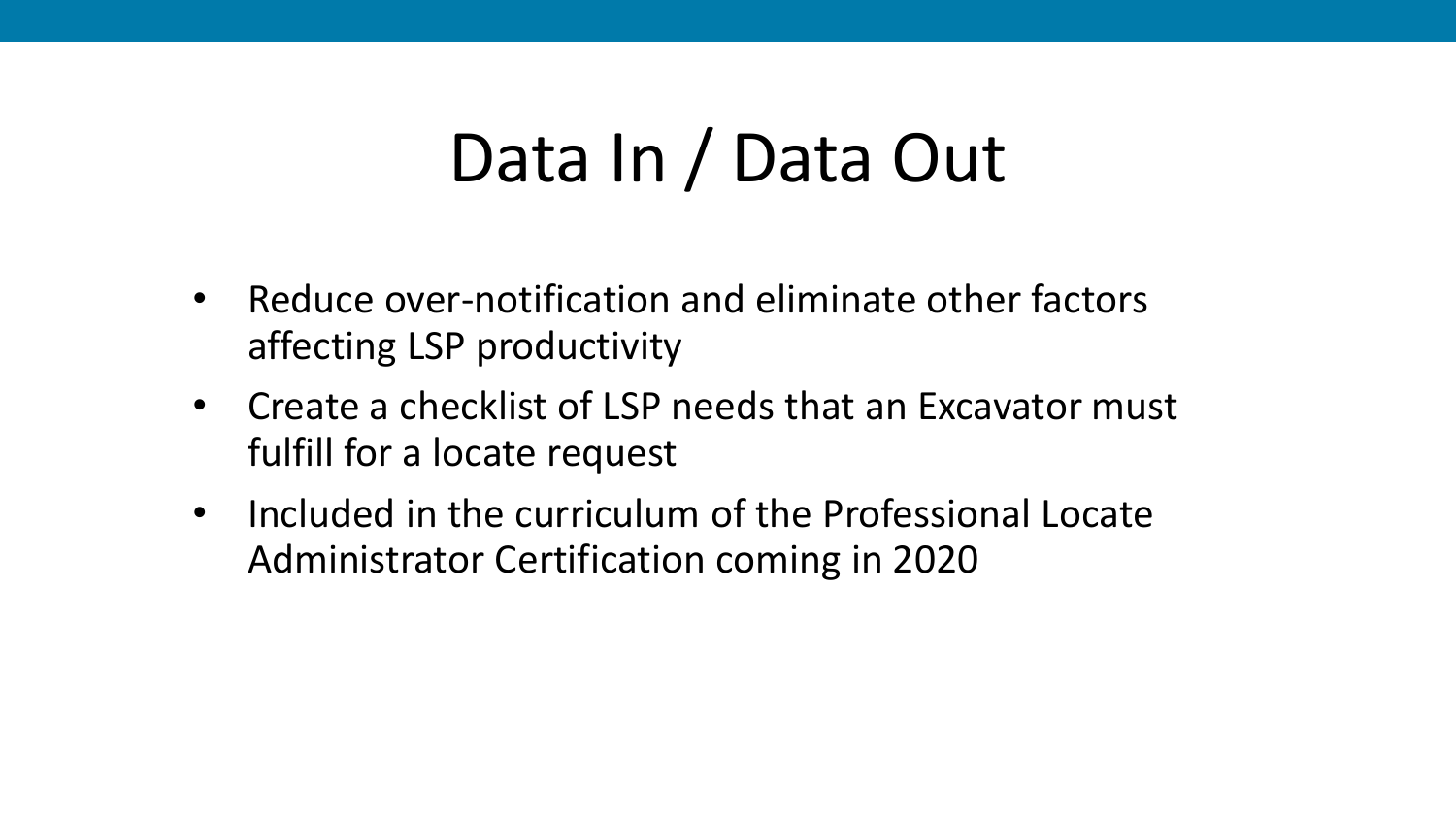# Data In / Data Out

- Reduce over-notification and eliminate other factors affecting LSP productivity
- Create a checklist of LSP needs that an Excavator must fulfill for a locate request
- Included in the curriculum of the Professional Locate Administrator Certification coming in 2020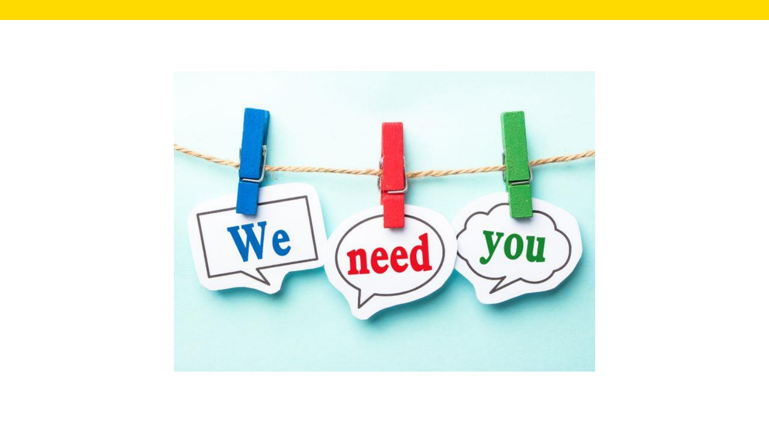We need you